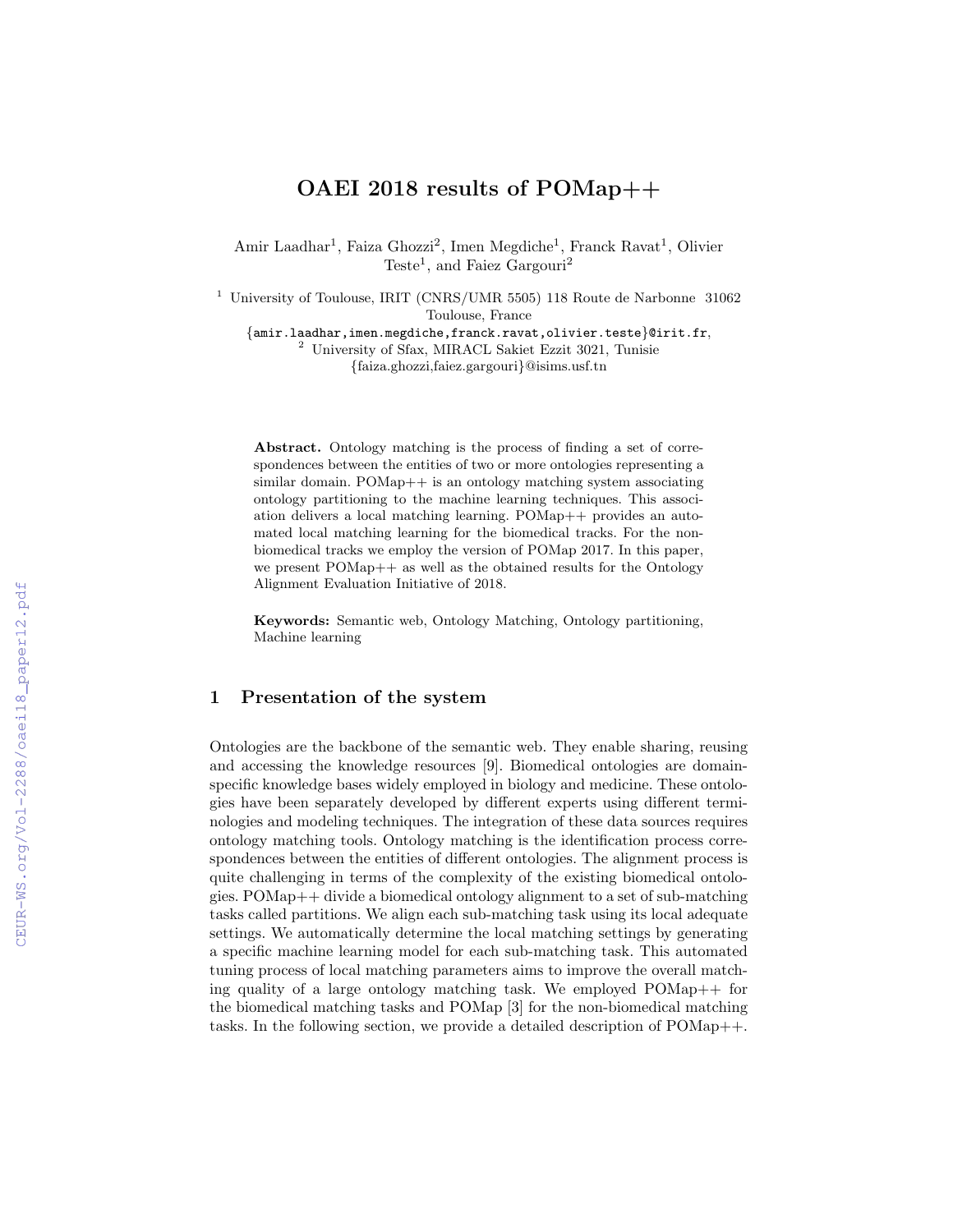# OAEI 2018 results of POMap++

Amir Laadhar[1], Faiza Ghozzi[2], Imen Megdiche[1], Franck Ravat[1], Olivier Teste[1], and Faiez Gargouri[2]

[1] University of Toulouse, IRIT (CNRS/UMR 5505) 118 Route de Narbonne 31062 Toulouse, France
{amir.laadhar,imen.megdiche,franck.ravat,olivier.teste}@irit.fr,
[2] University of Sfax, MIRACL Sakiet Ezzit 3021, Tunisie
{faiza.ghozzi,faiez.gargouri}@isims.usf.tn

**Abstract.** Ontology matching is the process of finding a set of correspondences between the entities of two or more ontologies representing a similar domain. POMap++ is an ontology matching system associating ontology partitioning to the machine learning techniques. This association delivers a local matching learning. POMap++ provides an automated local matching learning for the biomedical tracks. For the non-biomedical tracks we employ the version of POMap 2017. In this paper, we present POMap++ as well as the obtained results for the Ontology Alignment Evaluation Initiative of 2018.

**Keywords:** Semantic web, Ontology Matching, Ontology partitioning, Machine learning

## 1 Presentation of the system

Ontologies are the backbone of the semantic web. They enable sharing, reusing and accessing the knowledge resources [9]. Biomedical ontologies are domain-specific knowledge bases widely employed in biology and medicine. These ontologies have been separately developed by different experts using different terminologies and modeling techniques. The integration of these data sources requires ontology matching tools. Ontology matching is the identification process correspondences between the entities of different ontologies. The alignment process is quite challenging in terms of the complexity of the existing biomedical ontologies. POMap++ divide a biomedical ontology alignment to a set of sub-matching tasks called partitions. We align each sub-matching task using its local adequate settings. We automatically determine the local matching settings by generating a specific machine learning model for each sub-matching task. This automated tuning process of local matching parameters aims to improve the overall matching quality of a large ontology matching task. We employed POMap++ for the biomedical matching tasks and POMap [3] for the non-biomedical matching tasks. In the following section, we provide a detailed description of POMap++.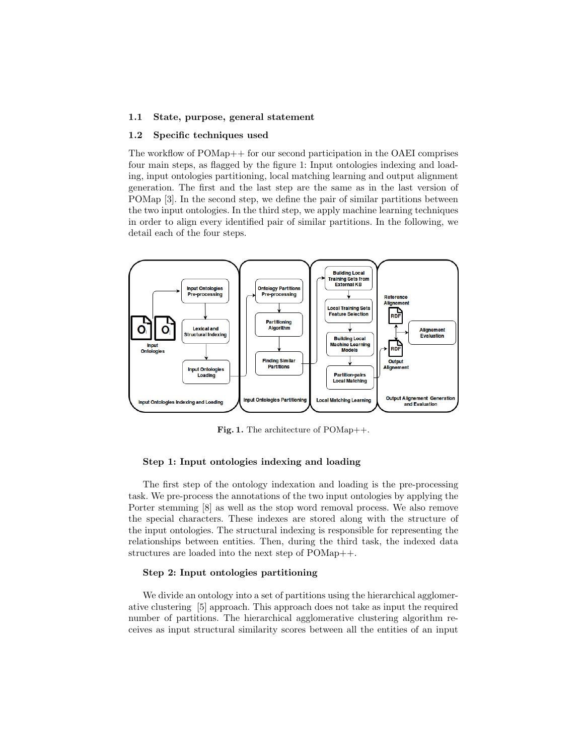### 1.1 State, purpose, general statement

### 1.2 Specific techniques used

The workflow of POMap++ for our second participation in the OAEI comprises four main steps, as flagged by the figure 1: Input ontologies indexing and loading, input ontologies partitioning, local matching learning and output alignment generation. The first and the last step are the same as in the last version of POMap [3]. In the second step, we define the pair of similar partitions between the two input ontologies. In the third step, we apply machine learning techniques in order to align every identified pair of similar partitions. In the following, we detail each of the four steps.

**Fig. 1.** The architecture of POMap++.

#### Step 1: Input ontologies indexing and loading

The first step of the ontology indexation and loading is the pre-processing task. We pre-process the annotations of the two input ontologies by applying the Porter stemming [8] as well as the stop word removal process. We also remove the special characters. These indexes are stored along with the structure of the input ontologies. The structural indexing is responsible for representing the relationships between entities. Then, during the third task, the indexed data structures are loaded into the next step of POMap++.

#### Step 2: Input ontologies partitioning

We divide an ontology into a set of partitions using the hierarchical agglomerative clustering [5] approach. This approach does not take as input the required number of partitions. The hierarchical agglomerative clustering algorithm receives as input structural similarity scores between all the entities of an input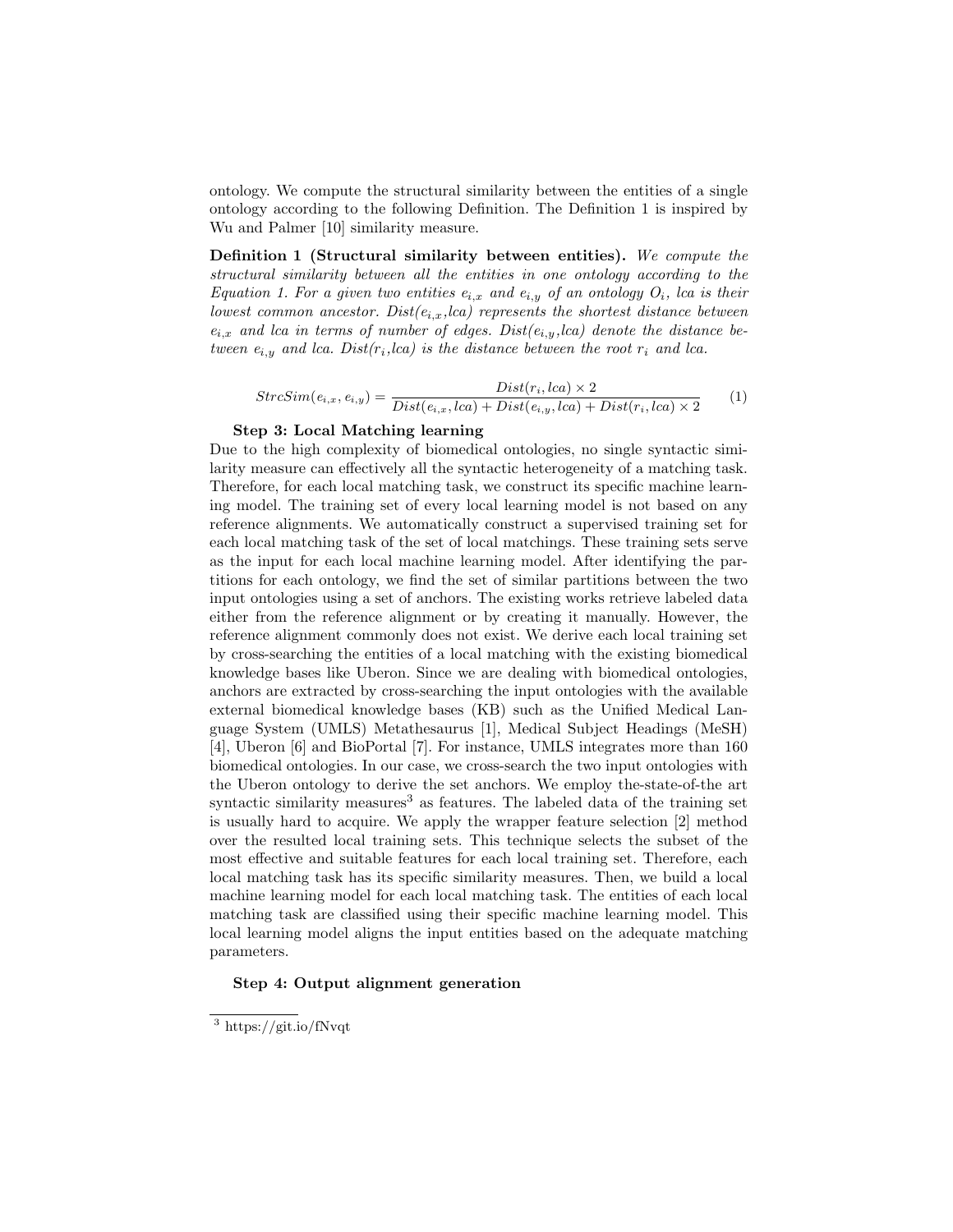ontology. We compute the structural similarity between the entities of a single ontology according to the following Definition. The Definition 1 is inspired by Wu and Palmer [10] similarity measure.

**Definition 1 (Structural similarity between entities).** *We compute the structural similarity between all the entities in one ontology according to the Equation 1. For a given two entities $e_{i,x}$ and $e_{i,y}$ of an ontology $O_i$, lca is their lowest common ancestor. $Dist(e_{i,x},lca)$ represents the shortest distance between $e_{i,x}$ and lca in terms of number of edges. $Dist(e_{i,y},lca)$ denote the distance between $e_{i,y}$ and lca. $Dist(r_i,lca)$ is the distance between the root $r_i$ and lca.*

$$StrcSim(e_{i,x}, e_{i,y}) = \frac{Dist(r_i, lca) \times 2}{Dist(e_{i,x}, lca) + Dist(e_{i,y}, lca) + Dist(r_i, lca) \times 2} \tag{1}$$

**Step 3: Local Matching learning**

Due to the high complexity of biomedical ontologies, no single syntactic similarity measure can effectively all the syntactic heterogeneity of a matching task. Therefore, for each local matching task, we construct its specific machine learning model. The training set of every local learning model is not based on any reference alignments. We automatically construct a supervised training set for each local matching task of the set of local matchings. These training sets serve as the input for each local machine learning model. After identifying the partitions for each ontology, we find the set of similar partitions between the two input ontologies using a set of anchors. The existing works retrieve labeled data either from the reference alignment or by creating it manually. However, the reference alignment commonly does not exist. We derive each local training set by cross-searching the entities of a local matching with the existing biomedical knowledge bases like Uberon. Since we are dealing with biomedical ontologies, anchors are extracted by cross-searching the input ontologies with the available external biomedical knowledge bases (KB) such as the Unified Medical Language System (UMLS) Metathesaurus [1], Medical Subject Headings (MeSH) [4], Uberon [6] and BioPortal [7]. For instance, UMLS integrates more than 160 biomedical ontologies. In our case, we cross-search the two input ontologies with the Uberon ontology to derive the set anchors. We employ the-state-of-the art syntactic similarity measures[3] as features. The labeled data of the training set is usually hard to acquire. We apply the wrapper feature selection [2] method over the resulted local training sets. This technique selects the subset of the most effective and suitable features for each local training set. Therefore, each local matching task has its specific similarity measures. Then, we build a local machine learning model for each local matching task. The entities of each local matching task are classified using their specific machine learning model. This local learning model aligns the input entities based on the adequate matching parameters.

**Step 4: Output alignment generation**

[3] https://git.io/fNvqt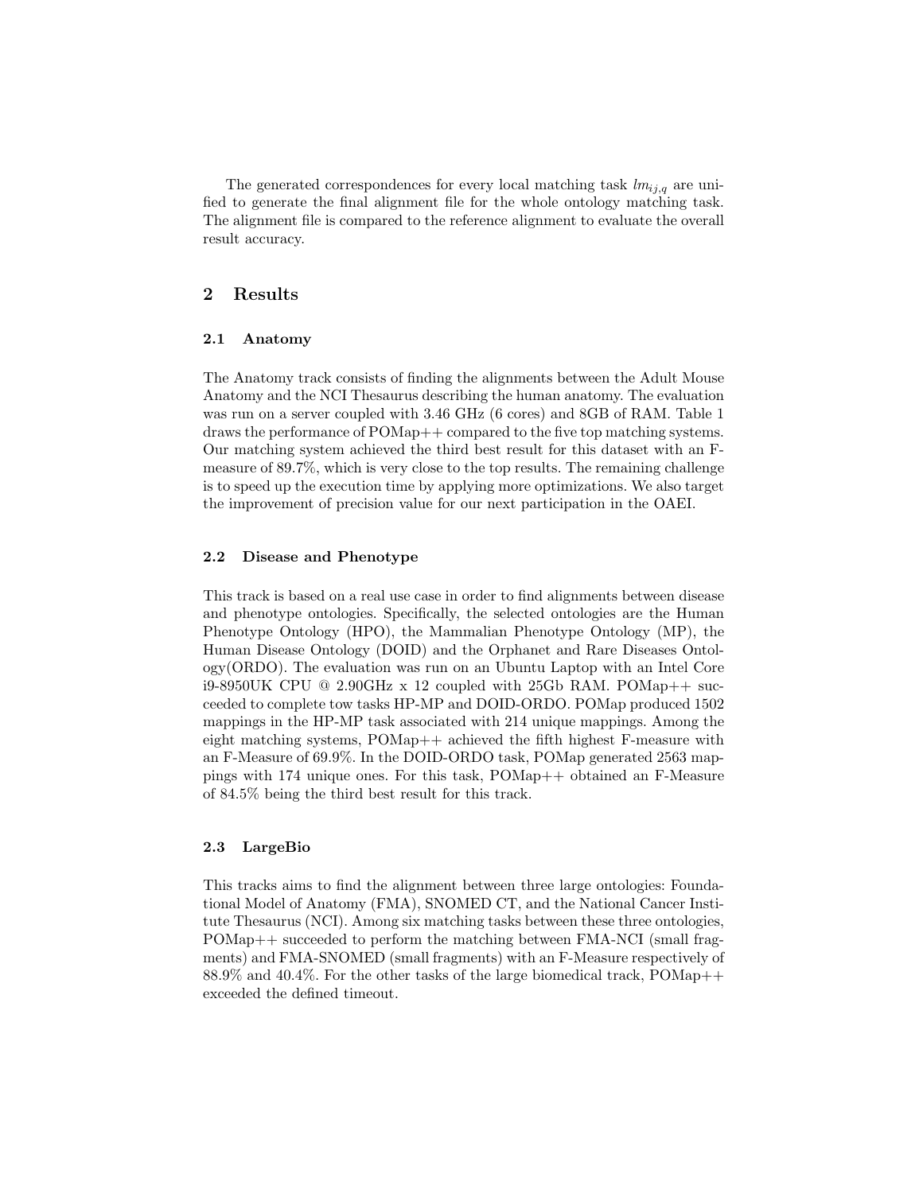The generated correspondences for every local matching task $lm_{ij,q}$ are unified to generate the final alignment file for the whole ontology matching task. The alignment file is compared to the reference alignment to evaluate the overall result accuracy.

## 2 Results

### 2.1 Anatomy

The Anatomy track consists of finding the alignments between the Adult Mouse Anatomy and the NCI Thesaurus describing the human anatomy. The evaluation was run on a server coupled with 3.46 GHz (6 cores) and 8GB of RAM. Table 1 draws the performance of POMap++ compared to the five top matching systems. Our matching system achieved the third best result for this dataset with an F-measure of 89.7%, which is very close to the top results. The remaining challenge is to speed up the execution time by applying more optimizations. We also target the improvement of precision value for our next participation in the OAEI.

### 2.2 Disease and Phenotype

This track is based on a real use case in order to find alignments between disease and phenotype ontologies. Specifically, the selected ontologies are the Human Phenotype Ontology (HPO), the Mammalian Phenotype Ontology (MP), the Human Disease Ontology (DOID) and the Orphanet and Rare Diseases Ontology(ORDO). The evaluation was run on an Ubuntu Laptop with an Intel Core i9-8950UK CPU @ 2.90GHz x 12 coupled with 25Gb RAM. POMap++ succeeded to complete tow tasks HP-MP and DOID-ORDO. POMap produced 1502 mappings in the HP-MP task associated with 214 unique mappings. Among the eight matching systems, POMap++ achieved the fifth highest F-measure with an F-Measure of 69.9%. In the DOID-ORDO task, POMap generated 2563 mappings with 174 unique ones. For this task, POMap++ obtained an F-Measure of 84.5% being the third best result for this track.

### 2.3 LargeBio

This tracks aims to find the alignment between three large ontologies: Foundational Model of Anatomy (FMA), SNOMED CT, and the National Cancer Institute Thesaurus (NCI). Among six matching tasks between these three ontologies, POMap++ succeeded to perform the matching between FMA-NCI (small fragments) and FMA-SNOMED (small fragments) with an F-Measure respectively of 88.9% and 40.4%. For the other tasks of the large biomedical track, POMap++ exceeded the defined timeout.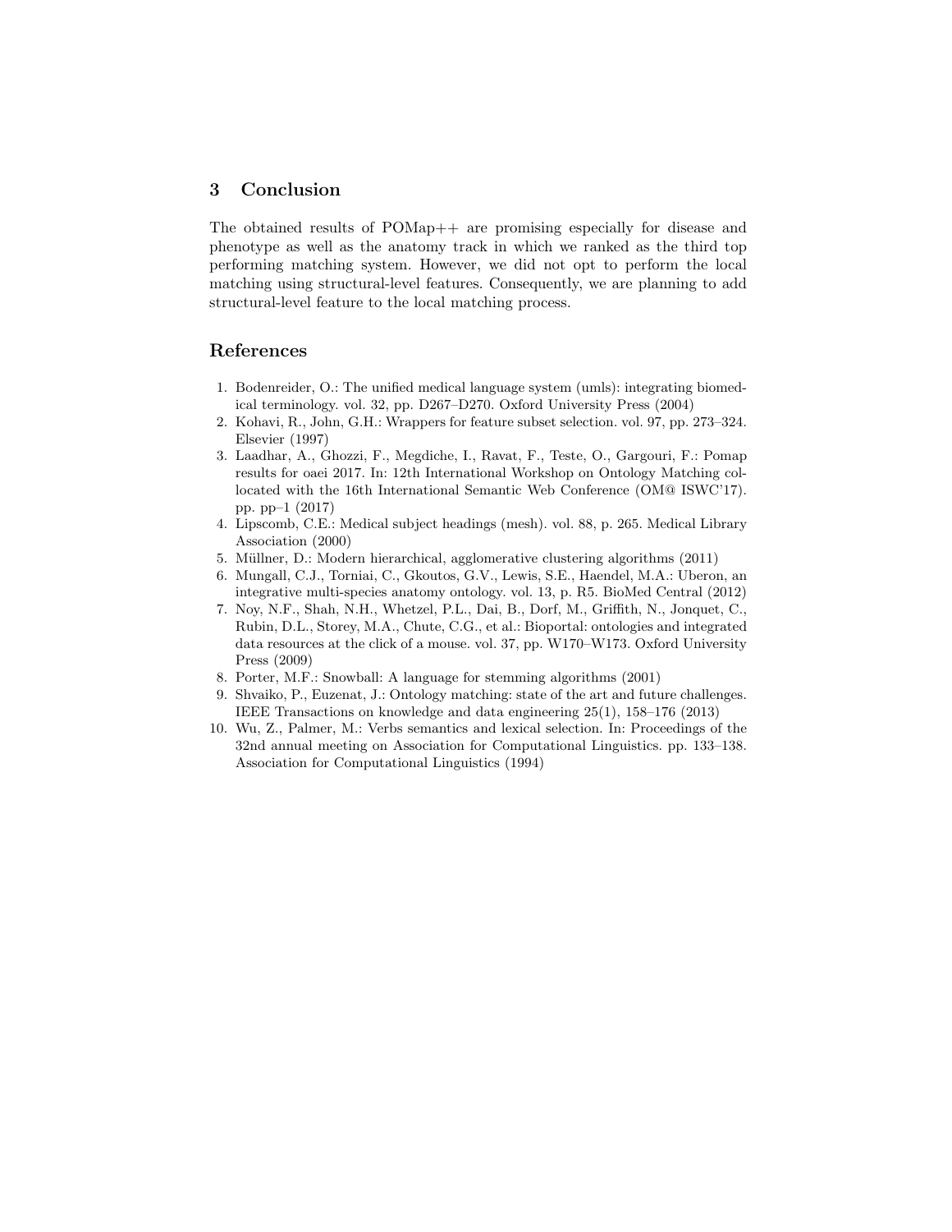## 3 Conclusion

The obtained results of POMap++ are promising especially for disease and phenotype as well as the anatomy track in which we ranked as the third top performing matching system. However, we did not opt to perform the local matching using structural-level features. Consequently, we are planning to add structural-level feature to the local matching process.

## References

1. Bodenreider, O.: The unified medical language system (umls): integrating biomedical terminology. vol. 32, pp. D267–D270. Oxford University Press (2004)
2. Kohavi, R., John, G.H.: Wrappers for feature subset selection. vol. 97, pp. 273–324. Elsevier (1997)
3. Laadhar, A., Ghozzi, F., Megdiche, I., Ravat, F., Teste, O., Gargouri, F.: Pomap results for oaei 2017. In: 12th International Workshop on Ontology Matching collocated with the 16th International Semantic Web Conference (OM@ ISWC'17). pp. pp–1 (2017)
4. Lipscomb, C.E.: Medical subject headings (mesh). vol. 88, p. 265. Medical Library Association (2000)
5. Müllner, D.: Modern hierarchical, agglomerative clustering algorithms (2011)
6. Mungall, C.J., Torniai, C., Gkoutos, G.V., Lewis, S.E., Haendel, M.A.: Uberon, an integrative multi-species anatomy ontology. vol. 13, p. R5. BioMed Central (2012)
7. Noy, N.F., Shah, N.H., Whetzel, P.L., Dai, B., Dorf, M., Griffith, N., Jonquet, C., Rubin, D.L., Storey, M.A., Chute, C.G., et al.: Bioportal: ontologies and integrated data resources at the click of a mouse. vol. 37, pp. W170–W173. Oxford University Press (2009)
8. Porter, M.F.: Snowball: A language for stemming algorithms (2001)
9. Shvaiko, P., Euzenat, J.: Ontology matching: state of the art and future challenges. IEEE Transactions on knowledge and data engineering 25(1), 158–176 (2013)
10. Wu, Z., Palmer, M.: Verbs semantics and lexical selection. In: Proceedings of the 32nd annual meeting on Association for Computational Linguistics. pp. 133–138. Association for Computational Linguistics (1994)